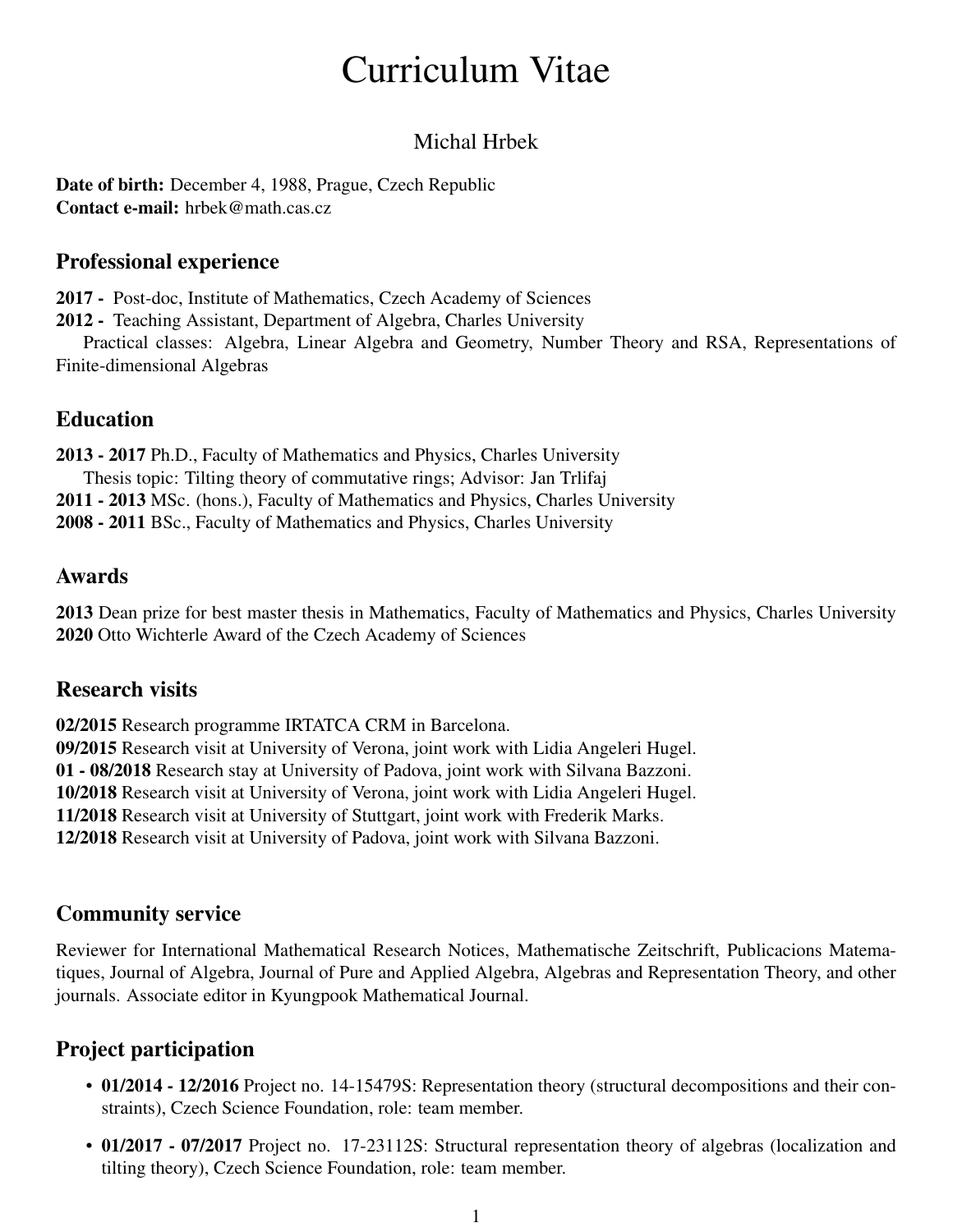# Curriculum Vitae

Michal Hrbek

**Date of birth:** December 4, 1988, Prague, Czech Republic
**Contact e-mail:** hrbek@math.cas.cz

## Professional experience

**2017 -** Post-doc, Institute of Mathematics, Czech Academy of Sciences
**2012 -** Teaching Assistant, Department of Algebra, Charles University
Practical classes: Algebra, Linear Algebra and Geometry, Number Theory and RSA, Representations of Finite-dimensional Algebras

## Education

**2013 - 2017** Ph.D., Faculty of Mathematics and Physics, Charles University
Thesis topic: Tilting theory of commutative rings; Advisor: Jan Trlifaj
**2011 - 2013** MSc. (hons.), Faculty of Mathematics and Physics, Charles University
**2008 - 2011** BSc., Faculty of Mathematics and Physics, Charles University

## Awards

**2013** Dean prize for best master thesis in Mathematics, Faculty of Mathematics and Physics, Charles University
**2020** Otto Wichterle Award of the Czech Academy of Sciences

## Research visits

**02/2015** Research programme IRTATCA CRM in Barcelona.
**09/2015** Research visit at University of Verona, joint work with Lidia Angeleri Hugel.
**01 - 08/2018** Research stay at University of Padova, joint work with Silvana Bazzoni.
**10/2018** Research visit at University of Verona, joint work with Lidia Angeleri Hugel.
**11/2018** Research visit at University of Stuttgart, joint work with Frederik Marks.
**12/2018** Research visit at University of Padova, joint work with Silvana Bazzoni.

## Community service

Reviewer for International Mathematical Research Notices, Mathematische Zeitschrift, Publicacions Matematiques, Journal of Algebra, Journal of Pure and Applied Algebra, Algebras and Representation Theory, and other journals. Associate editor in Kyungpook Mathematical Journal.

## Project participation

- **01/2014 - 12/2016** Project no. 14-15479S: Representation theory (structural decompositions and their constraints), Czech Science Foundation, role: team member.
- **01/2017 - 07/2017** Project no. 17-23112S: Structural representation theory of algebras (localization and tilting theory), Czech Science Foundation, role: team member.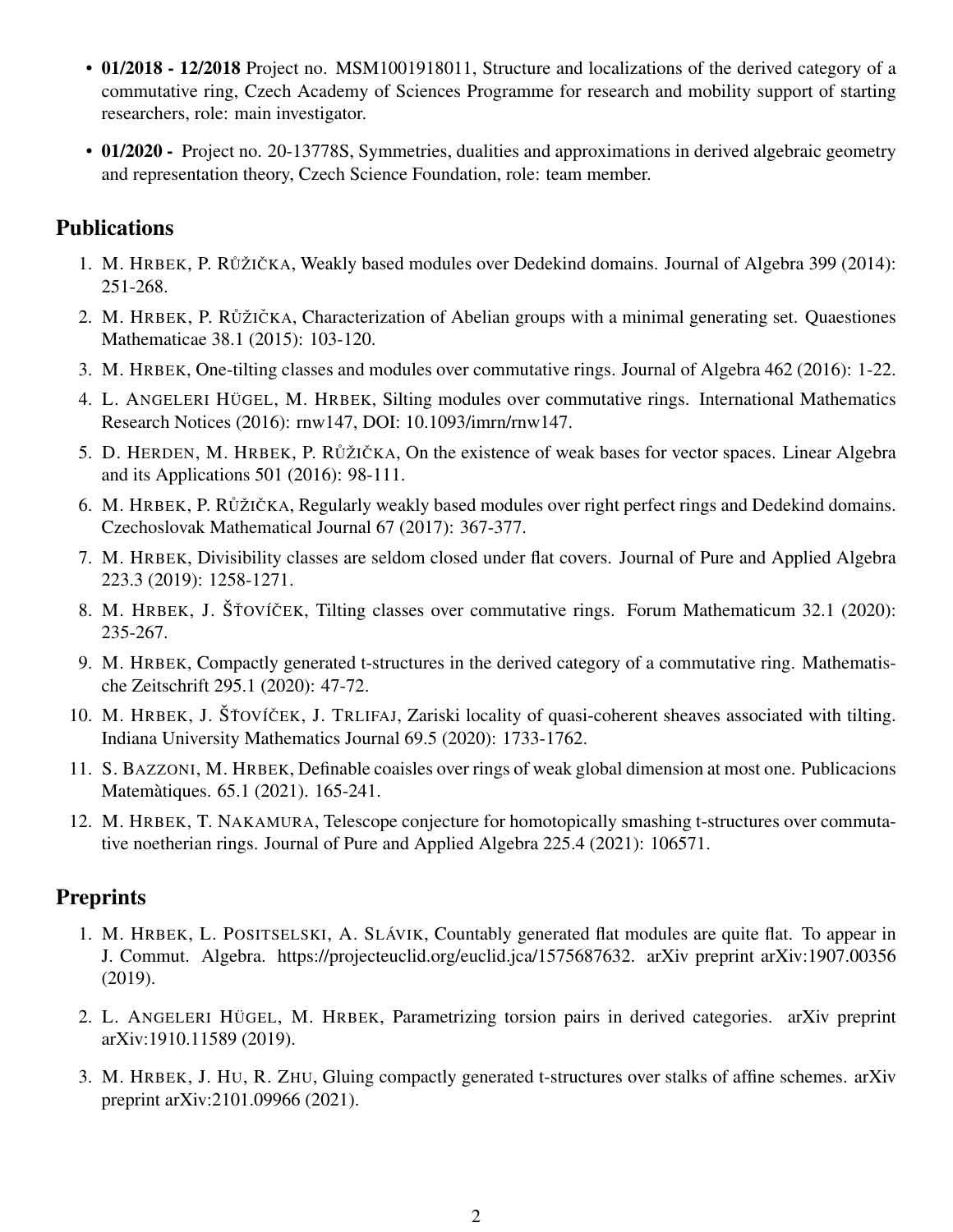- **01/2018 - 12/2018** Project no. MSM1001918011, Structure and localizations of the derived category of a commutative ring, Czech Academy of Sciences Programme for research and mobility support of starting researchers, role: main investigator.
- **01/2020 -** Project no. 20-13778S, Symmetries, dualities and approximations in derived algebraic geometry and representation theory, Czech Science Foundation, role: team member.

## Publications

1. M. Hrbek, P. Růžička, Weakly based modules over Dedekind domains. Journal of Algebra 399 (2014): 251-268.
2. M. Hrbek, P. Růžička, Characterization of Abelian groups with a minimal generating set. Quaestiones Mathematicae 38.1 (2015): 103-120.
3. M. Hrbek, One-tilting classes and modules over commutative rings. Journal of Algebra 462 (2016): 1-22.
4. L. Angeleri Hügel, M. Hrbek, Silting modules over commutative rings. International Mathematics Research Notices (2016): rnw147, DOI: 10.1093/imrn/rnw147.
5. D. Herden, M. Hrbek, P. Růžička, On the existence of weak bases for vector spaces. Linear Algebra and its Applications 501 (2016): 98-111.
6. M. Hrbek, P. Růžička, Regularly weakly based modules over right perfect rings and Dedekind domains. Czechoslovak Mathematical Journal 67 (2017): 367-377.
7. M. Hrbek, Divisibility classes are seldom closed under flat covers. Journal of Pure and Applied Algebra 223.3 (2019): 1258-1271.
8. M. Hrbek, J. Šťovíček, Tilting classes over commutative rings. Forum Mathematicum 32.1 (2020): 235-267.
9. M. Hrbek, Compactly generated t-structures in the derived category of a commutative ring. Mathematische Zeitschrift 295.1 (2020): 47-72.
10. M. Hrbek, J. Šťovíček, J. Trlifaj, Zariski locality of quasi-coherent sheaves associated with tilting. Indiana University Mathematics Journal 69.5 (2020): 1733-1762.
11. S. Bazzoni, M. Hrbek, Definable coaisles over rings of weak global dimension at most one. Publicacions Matemàtiques. 65.1 (2021). 165-241.
12. M. Hrbek, T. Nakamura, Telescope conjecture for homotopically smashing t-structures over commutative noetherian rings. Journal of Pure and Applied Algebra 225.4 (2021): 106571.

## Preprints

1. M. Hrbek, L. Positselski, A. Slávik, Countably generated flat modules are quite flat. To appear in J. Commut. Algebra. https://projecteuclid.org/euclid.jca/1575687632. arXiv preprint arXiv:1907.00356 (2019).
2. L. Angeleri Hügel, M. Hrbek, Parametrizing torsion pairs in derived categories. arXiv preprint arXiv:1910.11589 (2019).
3. M. Hrbek, J. Hu, R. Zhu, Gluing compactly generated t-structures over stalks of affine schemes. arXiv preprint arXiv:2101.09966 (2021).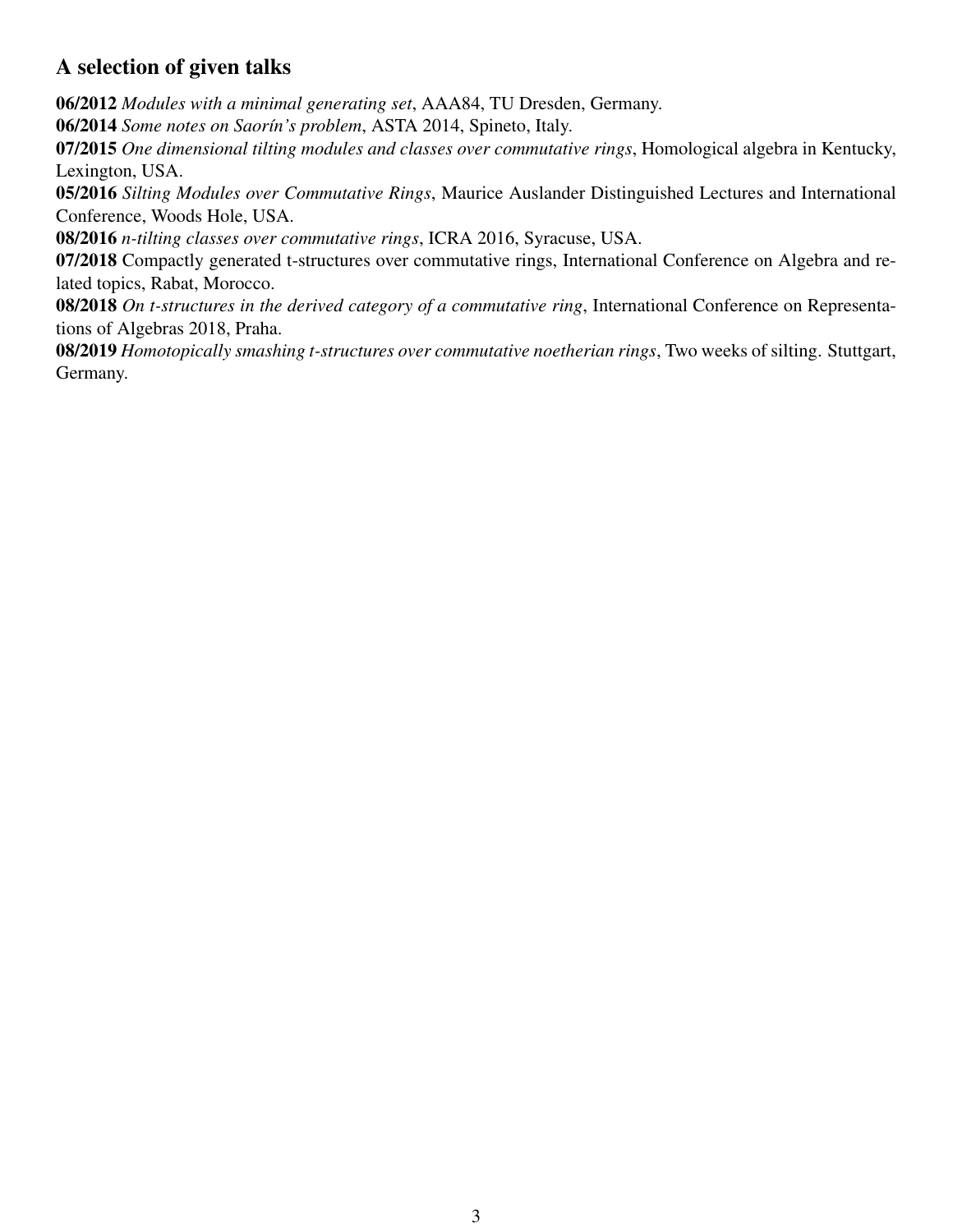## A selection of given talks

**06/2012** *Modules with a minimal generating set*, AAA84, TU Dresden, Germany.
**06/2014** *Some notes on Saorín's problem*, ASTA 2014, Spineto, Italy.
**07/2015** *One dimensional tilting modules and classes over commutative rings*, Homological algebra in Kentucky, Lexington, USA.
**05/2016** *Silting Modules over Commutative Rings*, Maurice Auslander Distinguished Lectures and International Conference, Woods Hole, USA.
**08/2016** *n-tilting classes over commutative rings*, ICRA 2016, Syracuse, USA.
**07/2018** Compactly generated t-structures over commutative rings, International Conference on Algebra and related topics, Rabat, Morocco.
**08/2018** *On t-structures in the derived category of a commutative ring*, International Conference on Representations of Algebras 2018, Praha.
**08/2019** *Homotopically smashing t-structures over commutative noetherian rings*, Two weeks of silting. Stuttgart, Germany.